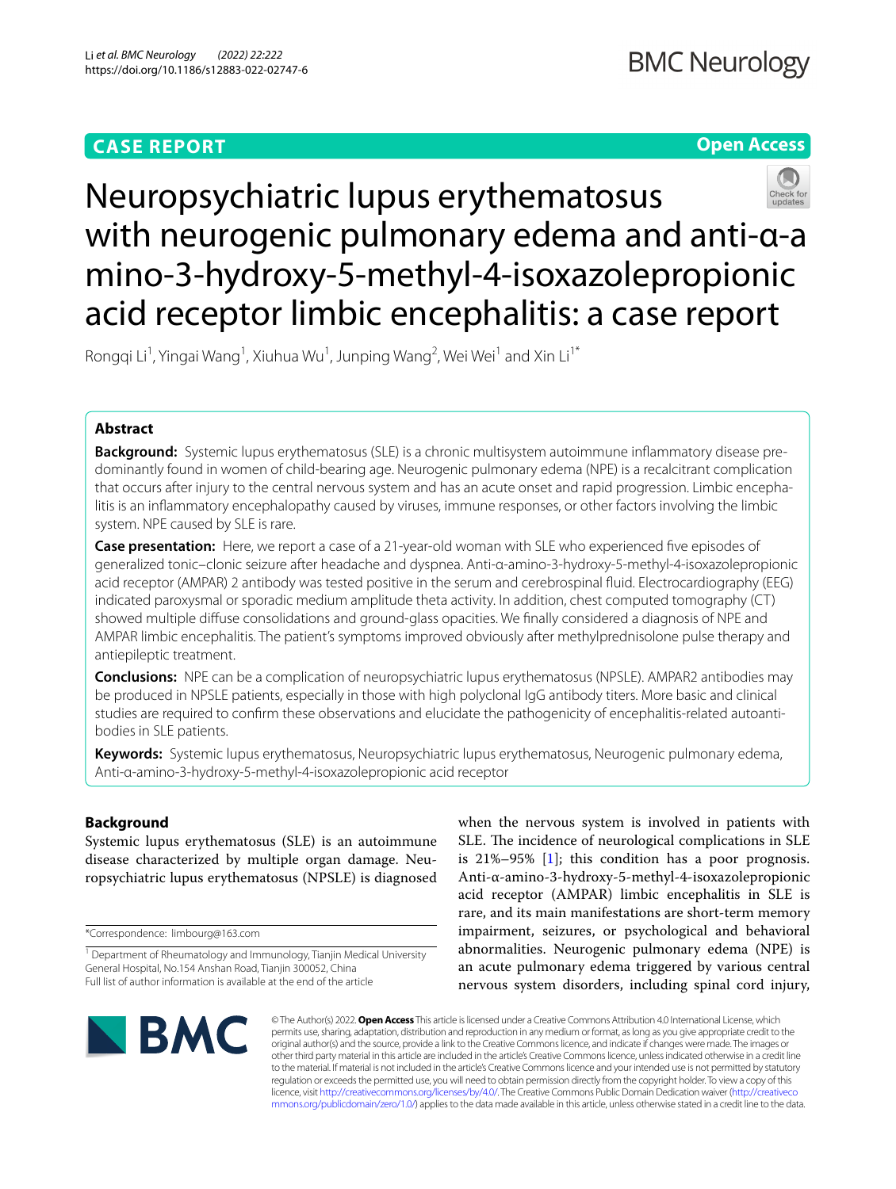**CASE REPORT** **Open Access**

# Neuropsychiatric lupus erythematosus with neurogenic pulmonary edema and anti-α-amino-3-hydroxy-5-methyl-4-isoxazolepropionic acid receptor limbic encephalitis: a case report

Rongqi Li[1], Yingai Wang[1], Xiuhua Wu[1], Junping Wang[2], Wei Wei[1] and Xin Li[1*]

## Abstract

**Background:** Systemic lupus erythematosus (SLE) is a chronic multisystem autoimmune inflammatory disease predominantly found in women of child-bearing age. Neurogenic pulmonary edema (NPE) is a recalcitrant complication that occurs after injury to the central nervous system and has an acute onset and rapid progression. Limbic encephalitis is an inflammatory encephalopathy caused by viruses, immune responses, or other factors involving the limbic system. NPE caused by SLE is rare.

**Case presentation:** Here, we report a case of a 21-year-old woman with SLE who experienced five episodes of generalized tonic–clonic seizure after headache and dyspnea. Anti-α-amino-3-hydroxy-5-methyl-4-isoxazolepropionic acid receptor (AMPAR) 2 antibody was tested positive in the serum and cerebrospinal fluid. Electrocardiography (EEG) indicated paroxysmal or sporadic medium amplitude theta activity. In addition, chest computed tomography (CT) showed multiple diffuse consolidations and ground-glass opacities. We finally considered a diagnosis of NPE and AMPAR limbic encephalitis. The patient's symptoms improved obviously after methylprednisolone pulse therapy and antiepileptic treatment.

**Conclusions:** NPE can be a complication of neuropsychiatric lupus erythematosus (NPSLE). AMPAR2 antibodies may be produced in NPSLE patients, especially in those with high polyclonal IgG antibody titers. More basic and clinical studies are required to confirm these observations and elucidate the pathogenicity of encephalitis-related autoantibodies in SLE patients.

**Keywords:** Systemic lupus erythematosus, Neuropsychiatric lupus erythematosus, Neurogenic pulmonary edema, Anti-α-amino-3-hydroxy-5-methyl-4-isoxazolepropionic acid receptor

## Background

Systemic lupus erythematosus (SLE) is an autoimmune disease characterized by multiple organ damage. Neuropsychiatric lupus erythematosus (NPSLE) is diagnosed when the nervous system is involved in patients with SLE. The incidence of neurological complications in SLE is 21%–95% [1]; this condition has a poor prognosis. Anti-α-amino-3-hydroxy-5-methyl-4-isoxazolepropionic acid receptor (AMPAR) limbic encephalitis in SLE is rare, and its main manifestations are short-term memory impairment, seizures, or psychological and behavioral abnormalities. Neurogenic pulmonary edema (NPE) is an acute pulmonary edema triggered by various central nervous system disorders, including spinal cord injury,

*Correspondence: limbourg@163.com

[1] Department of Rheumatology and Immunology, Tianjin Medical University General Hospital, No.154 Anshan Road, Tianjin 300052, China

Full list of author information is available at the end of the article

© The Author(s) 2022. **Open Access** This article is licensed under a Creative Commons Attribution 4.0 International License, which permits use, sharing, adaptation, distribution and reproduction in any medium or format, as long as you give appropriate credit to the original author(s) and the source, provide a link to the Creative Commons licence, and indicate if changes were made. The images or other third party material in this article are included in the article's Creative Commons licence, unless indicated otherwise in a credit line to the material. If material is not included in the article's Creative Commons licence and your intended use is not permitted by statutory regulation or exceeds the permitted use, you will need to obtain permission directly from the copyright holder. To view a copy of this licence, visit http://creativecommons.org/licenses/by/4.0/. The Creative Commons Public Domain Dedication waiver (http://creativecommons.org/publicdomain/zero/1.0/) applies to the data made available in this article, unless otherwise stated in a credit line to the data.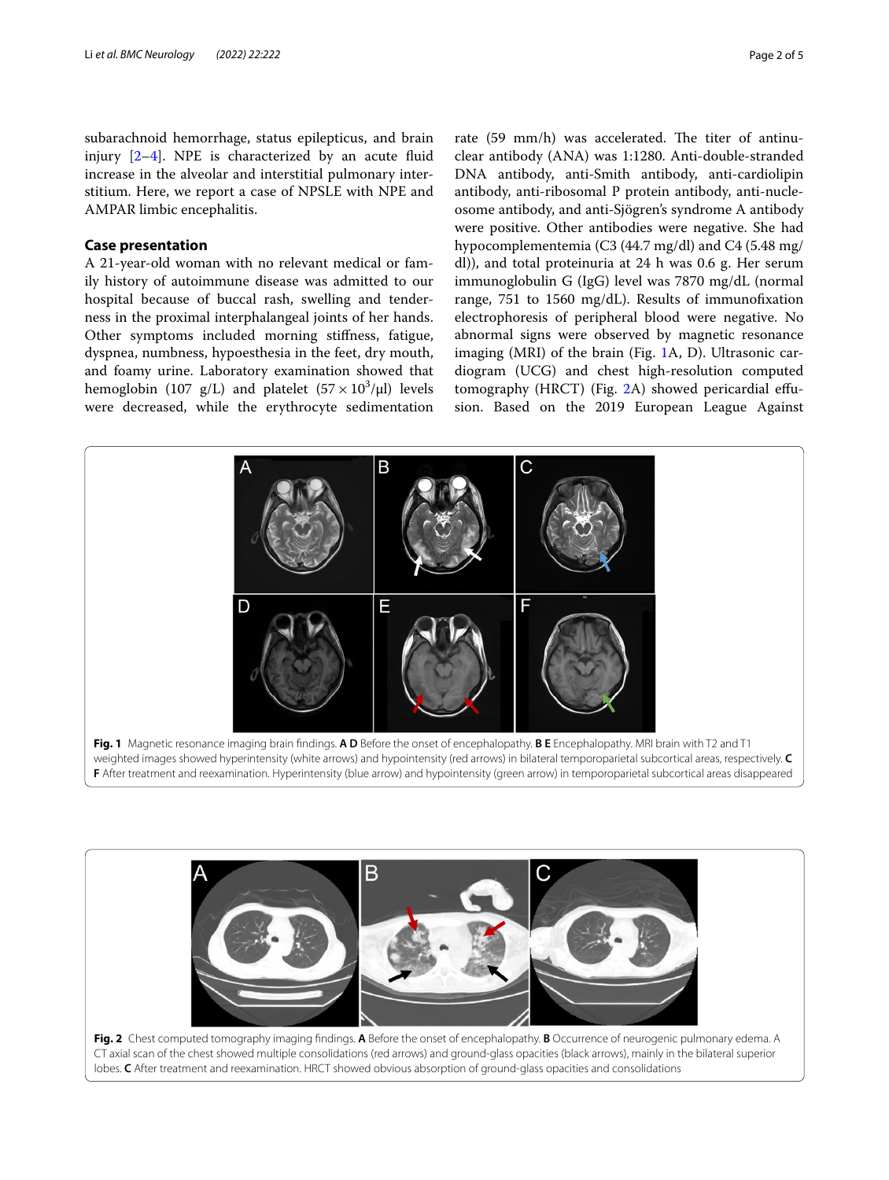subarachnoid hemorrhage, status epilepticus, and brain injury [2–4]. NPE is characterized by an acute fluid increase in the alveolar and interstitial pulmonary interstitium. Here, we report a case of NPSLE with NPE and AMPAR limbic encephalitis.

## Case presentation

A 21-year-old woman with no relevant medical or family history of autoimmune disease was admitted to our hospital because of buccal rash, swelling and tenderness in the proximal interphalangeal joints of her hands. Other symptoms included morning stiffness, fatigue, dyspnea, numbness, hypoesthesia in the feet, dry mouth, and foamy urine. Laboratory examination showed that hemoglobin (107 g/L) and platelet ($57 \times 10^3$/μl) levels were decreased, while the erythrocyte sedimentation rate (59 mm/h) was accelerated. The titer of antinuclear antibody (ANA) was 1:1280. Anti-double-stranded DNA antibody, anti-Smith antibody, anti-cardiolipin antibody, anti-ribosomal P protein antibody, anti-nucleosome antibody, and anti-Sjögren's syndrome A antibody were positive. Other antibodies were negative. She had hypocomplementemia (C3 (44.7 mg/dl) and C4 (5.48 mg/dl)), and total proteinuria at 24 h was 0.6 g. Her serum immunoglobulin G (IgG) level was 7870 mg/dL (normal range, 751 to 1560 mg/dL). Results of immunofixation electrophoresis of peripheral blood were negative. No abnormal signs were observed by magnetic resonance imaging (MRI) of the brain (Fig. 1A, D). Ultrasonic cardiogram (UCG) and chest high-resolution computed tomography (HRCT) (Fig. 2A) showed pericardial effusion. Based on the 2019 European League Against

**Fig. 1** Magnetic resonance imaging brain findings. **A D** Before the onset of encephalopathy. **B E** Encephalopathy. MRI brain with T2 and T1 weighted images showed hyperintensity (white arrows) and hypointensity (red arrows) in bilateral temporoparietal subcortical areas, respectively. **C F** After treatment and reexamination. Hyperintensity (blue arrow) and hypointensity (green arrow) in temporoparietal subcortical areas disappeared

**Fig. 2** Chest computed tomography imaging findings. **A** Before the onset of encephalopathy. **B** Occurrence of neurogenic pulmonary edema. A CT axial scan of the chest showed multiple consolidations (red arrows) and ground-glass opacities (black arrows), mainly in the bilateral superior lobes. **C** After treatment and reexamination. HRCT showed obvious absorption of ground-glass opacities and consolidations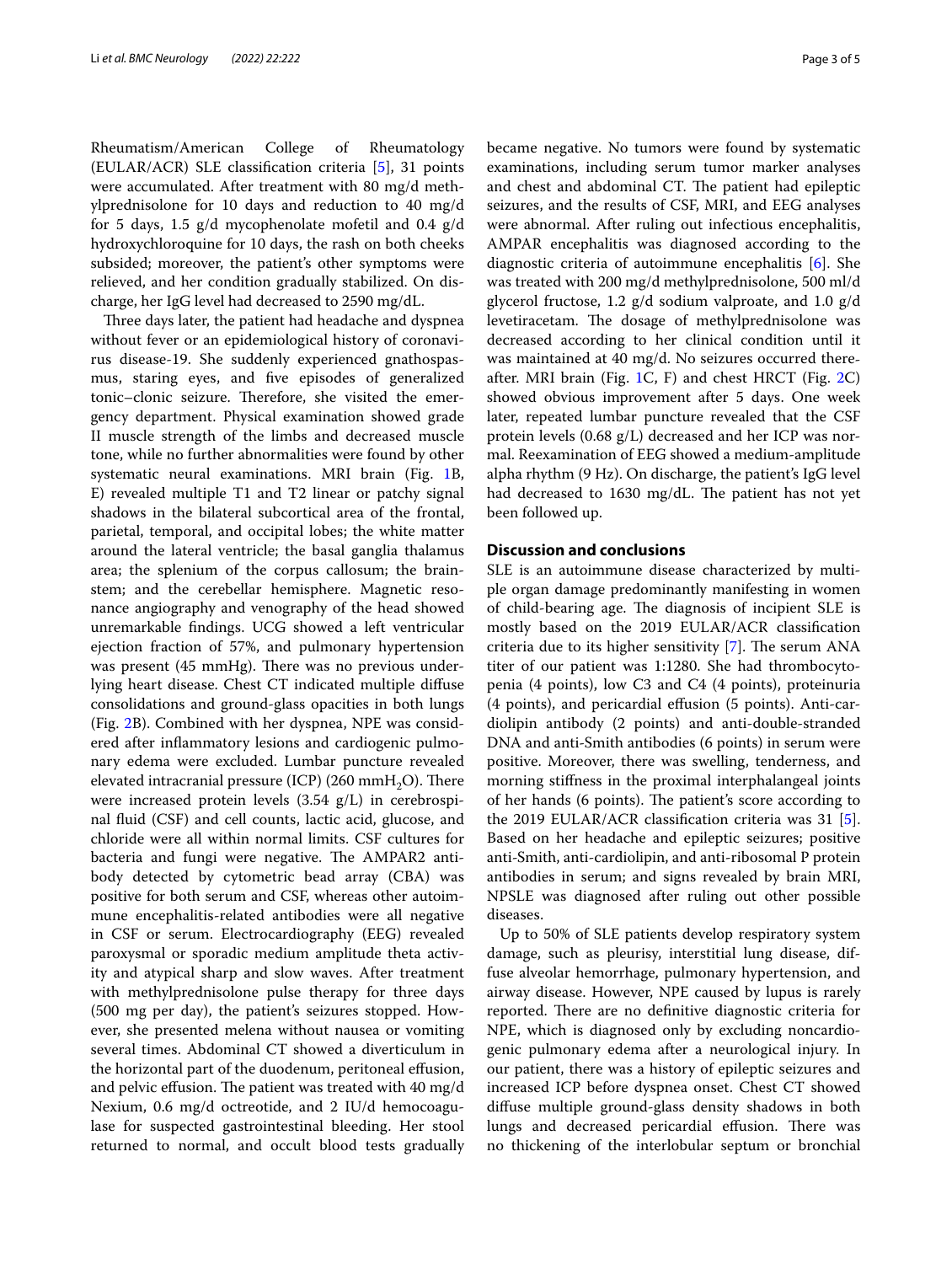Rheumatism/American College of Rheumatology (EULAR/ACR) SLE classification criteria [5], 31 points were accumulated. After treatment with 80 mg/d methylprednisolone for 10 days and reduction to 40 mg/d for 5 days, 1.5 g/d mycophenolate mofetil and 0.4 g/d hydroxychloroquine for 10 days, the rash on both cheeks subsided; moreover, the patient's other symptoms were relieved, and her condition gradually stabilized. On discharge, her IgG level had decreased to 2590 mg/dL.

Three days later, the patient had headache and dyspnea without fever or an epidemiological history of coronavirus disease-19. She suddenly experienced gnathospasmus, staring eyes, and five episodes of generalized tonic–clonic seizure. Therefore, she visited the emergency department. Physical examination showed grade II muscle strength of the limbs and decreased muscle tone, while no further abnormalities were found by other systematic neural examinations. MRI brain (Fig. 1B, E) revealed multiple T1 and T2 linear or patchy signal shadows in the bilateral subcortical area of the frontal, parietal, temporal, and occipital lobes; the white matter around the lateral ventricle; the basal ganglia thalamus area; the splenium of the corpus callosum; the brainstem; and the cerebellar hemisphere. Magnetic resonance angiography and venography of the head showed unremarkable findings. UCG showed a left ventricular ejection fraction of 57%, and pulmonary hypertension was present (45 mmHg). There was no previous underlying heart disease. Chest CT indicated multiple diffuse consolidations and ground-glass opacities in both lungs (Fig. 2B). Combined with her dyspnea, NPE was considered after inflammatory lesions and cardiogenic pulmonary edema were excluded. Lumbar puncture revealed elevated intracranial pressure (ICP) (260 $mmH_2O$). There were increased protein levels (3.54 g/L) in cerebrospinal fluid (CSF) and cell counts, lactic acid, glucose, and chloride were all within normal limits. CSF cultures for bacteria and fungi were negative. The AMPAR2 antibody detected by cytometric bead array (CBA) was positive for both serum and CSF, whereas other autoimmune encephalitis-related antibodies were all negative in CSF or serum. Electrocardiography (EEG) revealed paroxysmal or sporadic medium amplitude theta activity and atypical sharp and slow waves. After treatment with methylprednisolone pulse therapy for three days (500 mg per day), the patient's seizures stopped. However, she presented melena without nausea or vomiting several times. Abdominal CT showed a diverticulum in the horizontal part of the duodenum, peritoneal effusion, and pelvic effusion. The patient was treated with 40 mg/d Nexium, 0.6 mg/d octreotide, and 2 IU/d hemocoagulase for suspected gastrointestinal bleeding. Her stool returned to normal, and occult blood tests gradually became negative. No tumors were found by systematic examinations, including serum tumor marker analyses and chest and abdominal CT. The patient had epileptic seizures, and the results of CSF, MRI, and EEG analyses were abnormal. After ruling out infectious encephalitis, AMPAR encephalitis was diagnosed according to the diagnostic criteria of autoimmune encephalitis [6]. She was treated with 200 mg/d methylprednisolone, 500 ml/d glycerol fructose, 1.2 g/d sodium valproate, and 1.0 g/d levetiracetam. The dosage of methylprednisolone was decreased according to her clinical condition until it was maintained at 40 mg/d. No seizures occurred thereafter. MRI brain (Fig. 1C, F) and chest HRCT (Fig. 2C) showed obvious improvement after 5 days. One week later, repeated lumbar puncture revealed that the CSF protein levels (0.68 g/L) decreased and her ICP was normal. Reexamination of EEG showed a medium-amplitude alpha rhythm (9 Hz). On discharge, the patient's IgG level had decreased to 1630 mg/dL. The patient has not yet been followed up.

## Discussion and conclusions

SLE is an autoimmune disease characterized by multiple organ damage predominantly manifesting in women of child-bearing age. The diagnosis of incipient SLE is mostly based on the 2019 EULAR/ACR classification criteria due to its higher sensitivity [7]. The serum ANA titer of our patient was 1:1280. She had thrombocytopenia (4 points), low C3 and C4 (4 points), proteinuria (4 points), and pericardial effusion (5 points). Anti-cardiolipin antibody (2 points) and anti-double-stranded DNA and anti-Smith antibodies (6 points) in serum were positive. Moreover, there was swelling, tenderness, and morning stiffness in the proximal interphalangeal joints of her hands (6 points). The patient's score according to the 2019 EULAR/ACR classification criteria was 31 [5]. Based on her headache and epileptic seizures; positive anti-Smith, anti-cardiolipin, and anti-ribosomal P protein antibodies in serum; and signs revealed by brain MRI, NPSLE was diagnosed after ruling out other possible diseases.

Up to 50% of SLE patients develop respiratory system damage, such as pleurisy, interstitial lung disease, diffuse alveolar hemorrhage, pulmonary hypertension, and airway disease. However, NPE caused by lupus is rarely reported. There are no definitive diagnostic criteria for NPE, which is diagnosed only by excluding noncardiogenic pulmonary edema after a neurological injury. In our patient, there was a history of epileptic seizures and increased ICP before dyspnea onset. Chest CT showed diffuse multiple ground-glass density shadows in both lungs and decreased pericardial effusion. There was no thickening of the interlobular septum or bronchial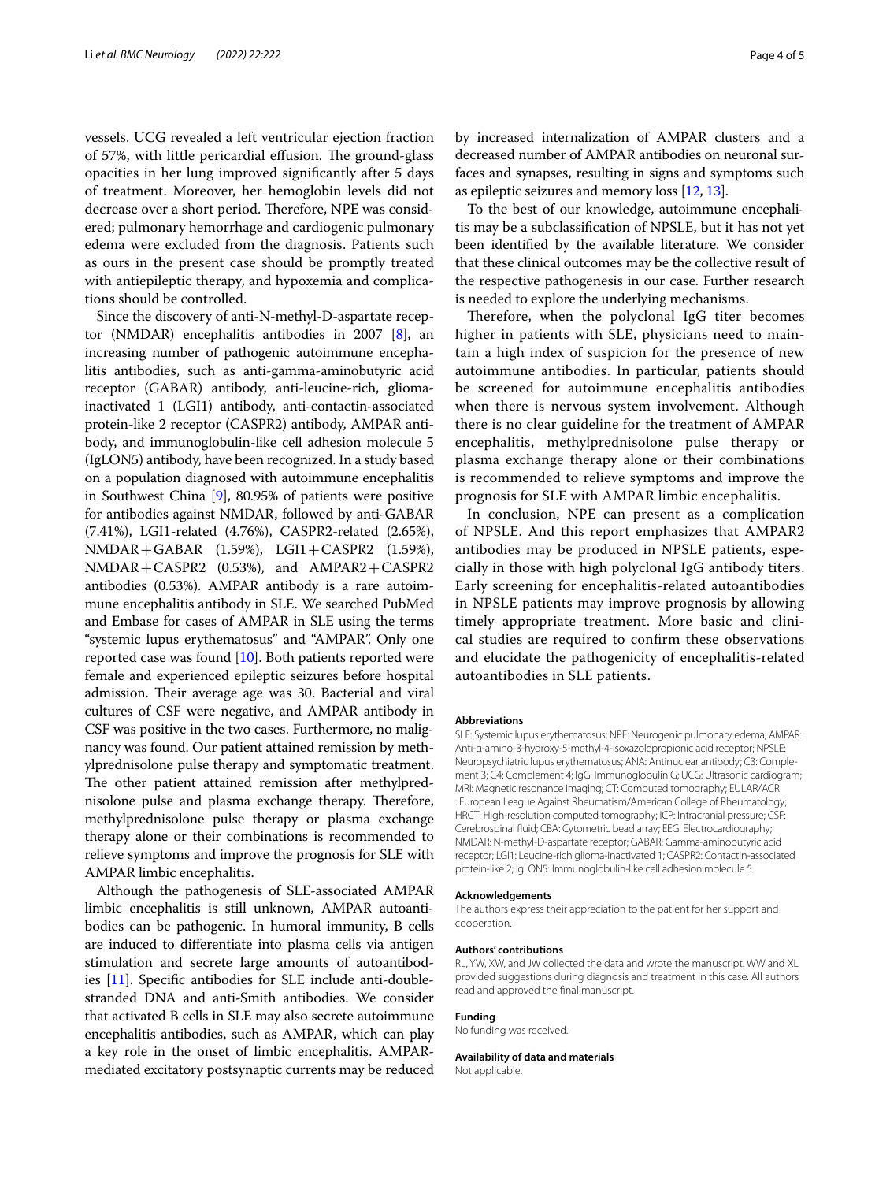vessels. UCG revealed a left ventricular ejection fraction of 57%, with little pericardial effusion. The ground-glass opacities in her lung improved significantly after 5 days of treatment. Moreover, her hemoglobin levels did not decrease over a short period. Therefore, NPE was considered; pulmonary hemorrhage and cardiogenic pulmonary edema were excluded from the diagnosis. Patients such as ours in the present case should be promptly treated with antiepileptic therapy, and hypoxemia and complications should be controlled.

Since the discovery of anti-N-methyl-D-aspartate receptor (NMDAR) encephalitis antibodies in 2007 [8], an increasing number of pathogenic autoimmune encephalitis antibodies, such as anti-gamma-aminobutyric acid receptor (GABAR) antibody, anti-leucine-rich, glioma-inactivated 1 (LGI1) antibody, anti-contactin-associated protein-like 2 receptor (CASPR2) antibody, AMPAR antibody, and immunoglobulin-like cell adhesion molecule 5 (IgLON5) antibody, have been recognized. In a study based on a population diagnosed with autoimmune encephalitis in Southwest China [9], 80.95% of patients were positive for antibodies against NMDAR, followed by anti-GABAR (7.41%), LGI1-related (4.76%), CASPR2-related (2.65%), NMDAR+GABAR (1.59%), LGI1+CASPR2 (1.59%), NMDAR+CASPR2 (0.53%), and AMPAR2+CASPR2 antibodies (0.53%). AMPAR antibody is a rare autoimmune encephalitis antibody in SLE. We searched PubMed and Embase for cases of AMPAR in SLE using the terms "systemic lupus erythematosus" and "AMPAR". Only one reported case was found [10]. Both patients reported were female and experienced epileptic seizures before hospital admission. Their average age was 30. Bacterial and viral cultures of CSF were negative, and AMPAR antibody in CSF was positive in the two cases. Furthermore, no malignancy was found. Our patient attained remission by methylprednisolone pulse therapy and symptomatic treatment. The other patient attained remission after methylprednisolone pulse and plasma exchange therapy. Therefore, methylprednisolone pulse therapy or plasma exchange therapy alone or their combinations is recommended to relieve symptoms and improve the prognosis for SLE with AMPAR limbic encephalitis.

Although the pathogenesis of SLE-associated AMPAR limbic encephalitis is still unknown, AMPAR autoantibodies can be pathogenic. In humoral immunity, B cells are induced to differentiate into plasma cells via antigen stimulation and secrete large amounts of autoantibodies [11]. Specific antibodies for SLE include anti-double-stranded DNA and anti-Smith antibodies. We consider that activated B cells in SLE may also secrete autoimmune encephalitis antibodies, such as AMPAR, which can play a key role in the onset of limbic encephalitis. AMPAR-mediated excitatory postsynaptic currents may be reduced by increased internalization of AMPAR clusters and a decreased number of AMPAR antibodies on neuronal surfaces and synapses, resulting in signs and symptoms such as epileptic seizures and memory loss [12, 13].

To the best of our knowledge, autoimmune encephalitis may be a subclassification of NPSLE, but it has not yet been identified by the available literature. We consider that these clinical outcomes may be the collective result of the respective pathogenesis in our case. Further research is needed to explore the underlying mechanisms.

Therefore, when the polyclonal IgG titer becomes higher in patients with SLE, physicians need to maintain a high index of suspicion for the presence of new autoimmune antibodies. In particular, patients should be screened for autoimmune encephalitis antibodies when there is nervous system involvement. Although there is no clear guideline for the treatment of AMPAR encephalitis, methylprednisolone pulse therapy or plasma exchange therapy alone or their combinations is recommended to relieve symptoms and improve the prognosis for SLE with AMPAR limbic encephalitis.

In conclusion, NPE can present as a complication of NPSLE. And this report emphasizes that AMPAR2 antibodies may be produced in NPSLE patients, especially in those with high polyclonal IgG antibody titers. Early screening for encephalitis-related autoantibodies in NPSLE patients may improve prognosis by allowing timely appropriate treatment. More basic and clinical studies are required to confirm these observations and elucidate the pathogenicity of encephalitis-related autoantibodies in SLE patients.

#### Abbreviations

SLE: Systemic lupus erythematosus; NPE: Neurogenic pulmonary edema; AMPAR: Anti-α-amino-3-hydroxy-5-methyl-4-isoxazolepropionic acid receptor; NPSLE: Neuropsychiatric lupus erythematosus; ANA: Antinuclear antibody; C3: Complement 3; C4: Complement 4; IgG: Immunoglobulin G; UCG: Ultrasonic cardiogram; MRI: Magnetic resonance imaging; CT: Computed tomography; EULAR/ACR : European League Against Rheumatism/American College of Rheumatology; HRCT: High-resolution computed tomography; ICP: Intracranial pressure; CSF: Cerebrospinal fluid; CBA: Cytometric bead array; EEG: Electrocardiography; NMDAR: N-methyl-D-aspartate receptor; GABAR: Gamma-aminobutyric acid receptor; LGI1: Leucine-rich glioma-inactivated 1; CASPR2: Contactin-associated protein-like 2; IgLON5: Immunoglobulin-like cell adhesion molecule 5.

#### Acknowledgements

The authors express their appreciation to the patient for her support and cooperation.

#### Authors' contributions

RL, YW, XW, and JW collected the data and wrote the manuscript. WW and XL provided suggestions during diagnosis and treatment in this case. All authors read and approved the final manuscript.

#### Funding

No funding was received.

#### Availability of data and materials

Not applicable.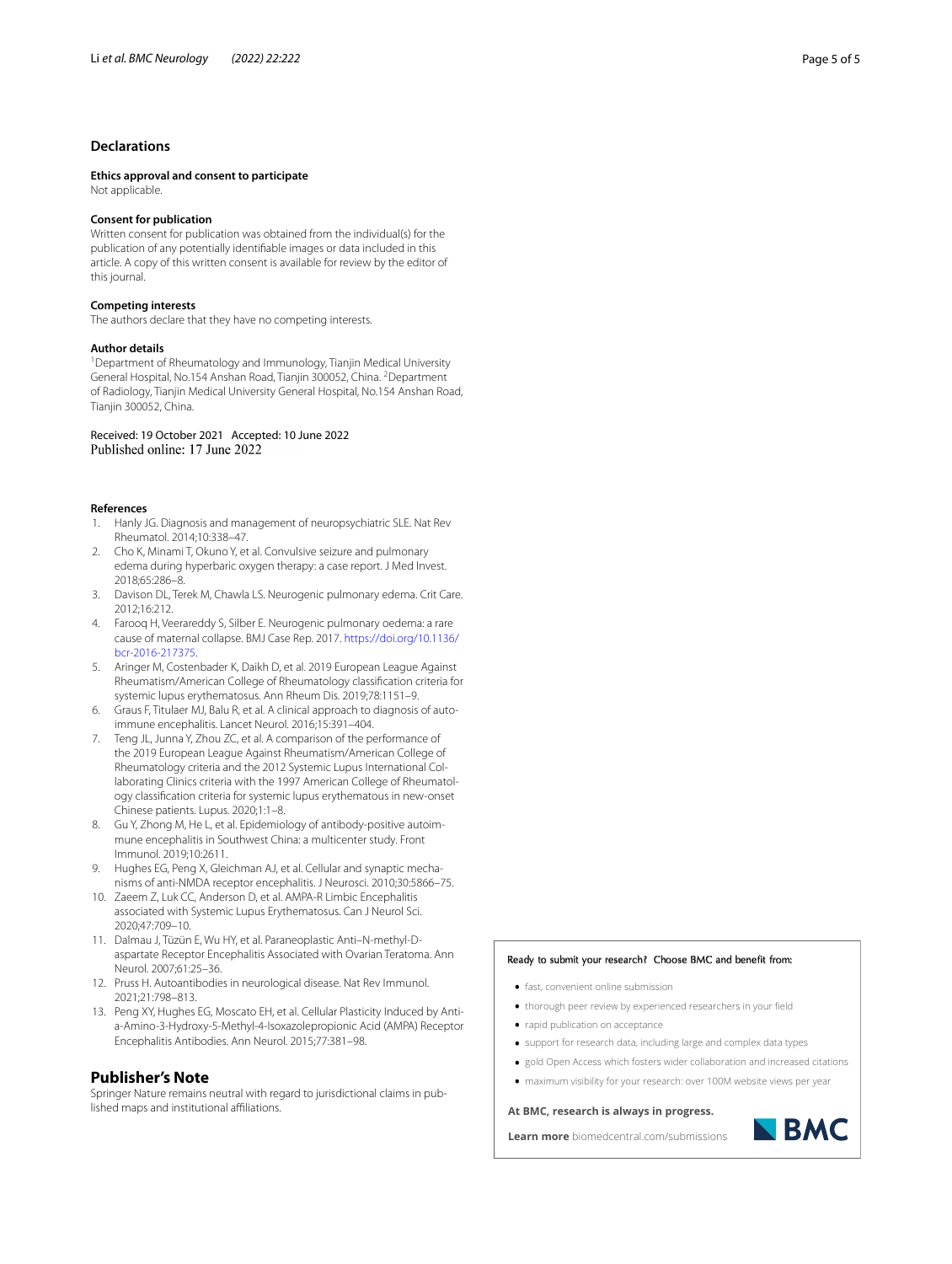## Declarations

### Ethics approval and consent to participate

Not applicable.

### Consent for publication

Written consent for publication was obtained from the individual(s) for the publication of any potentially identifiable images or data included in this article. A copy of this written consent is available for review by the editor of this journal.

### Competing interests

The authors declare that they have no competing interests.

### Author details

[1]Department of Rheumatology and Immunology, Tianjin Medical University General Hospital, No.154 Anshan Road, Tianjin 300052, China. [2]Department of Radiology, Tianjin Medical University General Hospital, No.154 Anshan Road, Tianjin 300052, China.

Received: 19 October 2021 Accepted: 10 June 2022
Published online: 17 June 2022

## References

1. Hanly JG. Diagnosis and management of neuropsychiatric SLE. Nat Rev Rheumatol. 2014;10:338–47.
2. Cho K, Minami T, Okuno Y, et al. Convulsive seizure and pulmonary edema during hyperbaric oxygen therapy: a case report. J Med Invest. 2018;65:286–8.
3. Davison DL, Terek M, Chawla LS. Neurogenic pulmonary edema. Crit Care. 2012;16:212.
4. Farooq H, Veerareddy S, Silber E. Neurogenic pulmonary oedema: a rare cause of maternal collapse. BMJ Case Rep. 2017. https://doi.org/10.1136/bcr-2016-217375.
5. Aringer M, Costenbader K, Daikh D, et al. 2019 European League Against Rheumatism/American College of Rheumatology classification criteria for systemic lupus erythematosus. Ann Rheum Dis. 2019;78:1151–9.
6. Graus F, Titulaer MJ, Balu R, et al. A clinical approach to diagnosis of autoimmune encephalitis. Lancet Neurol. 2016;15:391–404.
7. Teng JL, Junna Y, Zhou ZC, et al. A comparison of the performance of the 2019 European League Against Rheumatism/American College of Rheumatology criteria and the 2012 Systemic Lupus International Collaborating Clinics criteria with the 1997 American College of Rheumatology classification criteria for systemic lupus erythematous in new-onset Chinese patients. Lupus. 2020;1:1–8.
8. Gu Y, Zhong M, He L, et al. Epidemiology of antibody-positive autoimmune encephalitis in Southwest China: a multicenter study. Front Immunol. 2019;10:2611.
9. Hughes EG, Peng X, Gleichman AJ, et al. Cellular and synaptic mechanisms of anti-NMDA receptor encephalitis. J Neurosci. 2010;30:5866–75.
10. Zaeem Z, Luk CC, Anderson D, et al. AMPA-R Limbic Encephalitis associated with Systemic Lupus Erythematosus. Can J Neurol Sci. 2020;47:709–10.
11. Dalmau J, Tüzün E, Wu HY, et al. Paraneoplastic Anti–N-methyl-D-aspartate Receptor Encephalitis Associated with Ovarian Teratoma. Ann Neurol. 2007;61:25–36.
12. Pruss H. Autoantibodies in neurological disease. Nat Rev Immunol. 2021;21:798–813.
13. Peng XY, Hughes EG, Moscato EH, et al. Cellular Plasticity Induced by Anti-a-Amino-3-Hydroxy-5-Methyl-4-Isoxazolepropionic Acid (AMPA) Receptor Encephalitis Antibodies. Ann Neurol. 2015;77:381–98.

## Publisher's Note

Springer Nature remains neutral with regard to jurisdictional claims in published maps and institutional affiliations.

Ready to submit your research? Choose BMC and benefit from:

- fast, convenient online submission
- thorough peer review by experienced researchers in your field
- rapid publication on acceptance
- support for research data, including large and complex data types
- gold Open Access which fosters wider collaboration and increased citations
- maximum visibility for your research: over 100M website views per year

**At BMC, research is always in progress.**

**Learn more** biomedcentral.com/submissions

BMC